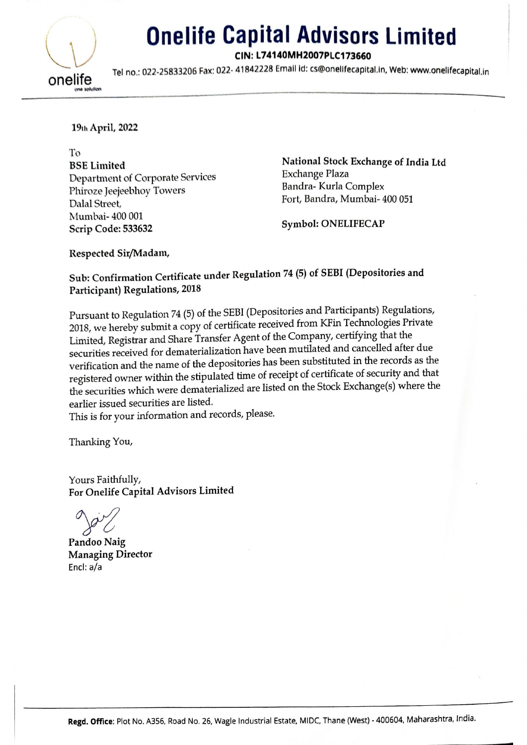# Onelife Capital Advisors Limited

**CIN: L74140MH2007PLC173660**

Tel no.: 022-25833206 Fax: 022- 41842228 Email Id: cs@onelifecapital.in, Web: www.onelifecapital.in

19th April, 2022

To
**BSE Limited**
Department of Corporate Services
Phiroze Jeejeebhoy Towers
Dalal Street,
Mumbai- 400 001
**Scrip Code: 533632**

**National Stock Exchange of India Ltd**
Exchange Plaza
Bandra- Kurla Complex
Fort, Bandra, Mumbai- 400 051

**Symbol: ONELIFECAP**

**Respected Sir/Madam,**

**Sub: Confirmation Certificate under Regulation 74 (5) of SEBI (Depositories and Participant) Regulations, 2018**

Pursuant to Regulation 74 (5) of the SEBI (Depositories and Participants) Regulations, 2018, we hereby submit a copy of certificate received from KFin Technologies Private Limited, Registrar and Share Transfer Agent of the Company, certifying that the securities received for dematerialization have been mutilated and cancelled after due verification and the name of the depositories has been substituted in the records as the registered owner within the stipulated time of receipt of certificate of security and that the securities which were dematerialized are listed on the Stock Exchange(s) where the earlier issued securities are listed.
This is for your information and records, please.

Thanking You,

Yours Faithfully,
**For Onelife Capital Advisors Limited**

**Pandoo Naig**
**Managing Director**
Encl: a/a

**Regd. Office**: Plot No. A356, Road No. 26, Wagle Industrial Estate, MIDC, Thane (West) - 400604, Maharashtra, India.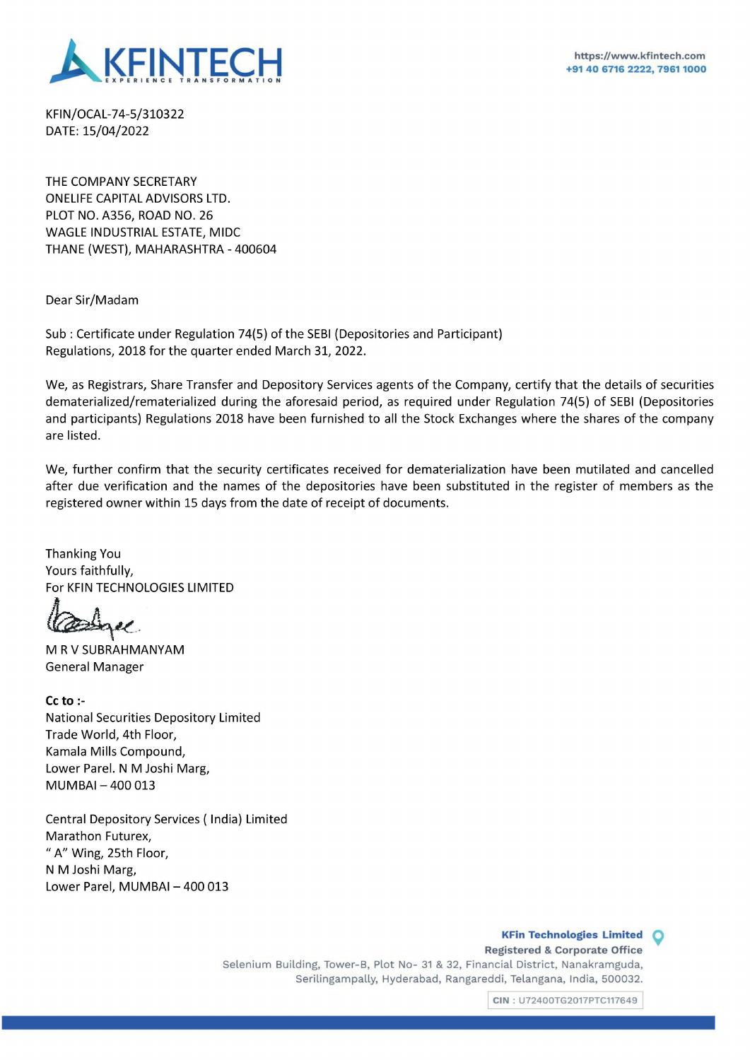KFINTECH
EXPERIENCE TRANSFORMATION

https://www.kfintech.com
+91 40 6716 2222, 7961 1000

KFIN/OCAL-74-5/310322
DATE: 15/04/2022

THE COMPANY SECRETARY
ONELIFE CAPITAL ADVISORS LTD.
PLOT NO. A356, ROAD NO. 26
WAGLE INDUSTRIAL ESTATE, MIDC
THANE (WEST), MAHARASHTRA - 400604

Dear Sir/Madam

Sub : Certificate under Regulation 74(5) of the SEBI (Depositories and Participant) Regulations, 2018 for the quarter ended March 31, 2022.

We, as Registrars, Share Transfer and Depository Services agents of the Company, certify that the details of securities dematerialized/rematerialized during the aforesaid period, as required under Regulation 74(5) of SEBI (Depositories and participants) Regulations 2018 have been furnished to all the Stock Exchanges where the shares of the company are listed.

We, further confirm that the security certificates received for dematerialization have been mutilated and cancelled after due verification and the names of the depositories have been substituted in the register of members as the registered owner within 15 days from the date of receipt of documents.

Thanking You
Yours faithfully,
For KFIN TECHNOLOGIES LIMITED

M R V SUBRAHMANYAM
General Manager

**Cc to :-**
National Securities Depository Limited
Trade World, 4th Floor,
Kamala Mills Compound,
Lower Parel. N M Joshi Marg,
MUMBAI – 400 013

Central Depository Services ( India) Limited
Marathon Futurex,
" A" Wing, 25th Floor,
N M Joshi Marg,
Lower Parel, MUMBAI – 400 013

**KFin Technologies Limited**
Registered & Corporate Office
Selenium Building, Tower-B, Plot No- 31 & 32, Financial District, Nanakramguda,
Serilingampally, Hyderabad, Rangareddi, Telangana, India, 500032.
CIN : U72400TG2017PTC117649